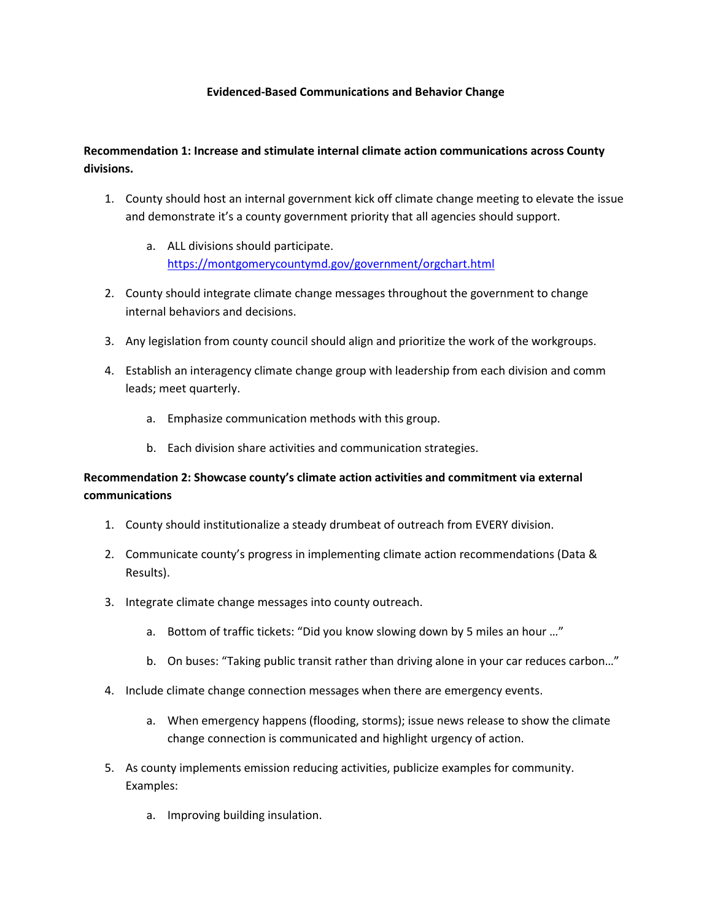**Evidenced-Based Communications and Behavior Change**

**Recommendation 1: Increase and stimulate internal climate action communications across County divisions.**

1. County should host an internal government kick off climate change meeting to elevate the issue and demonstrate it's a county government priority that all agencies should support.
    a. ALL divisions should participate. https://montgomerycountymd.gov/government/orgchart.html
2. County should integrate climate change messages throughout the government to change internal behaviors and decisions.
3. Any legislation from county council should align and prioritize the work of the workgroups.
4. Establish an interagency climate change group with leadership from each division and comm leads; meet quarterly.
    a. Emphasize communication methods with this group.
    b. Each division share activities and communication strategies.

**Recommendation 2: Showcase county's climate action activities and commitment via external communications**

1. County should institutionalize a steady drumbeat of outreach from EVERY division.
2. Communicate county's progress in implementing climate action recommendations (Data & Results).
3. Integrate climate change messages into county outreach.
    a. Bottom of traffic tickets: "Did you know slowing down by 5 miles an hour …"
    b. On buses: "Taking public transit rather than driving alone in your car reduces carbon…"
4. Include climate change connection messages when there are emergency events.
    a. When emergency happens (flooding, storms); issue news release to show the climate change connection is communicated and highlight urgency of action.
5. As county implements emission reducing activities, publicize examples for community. Examples:
    a. Improving building insulation.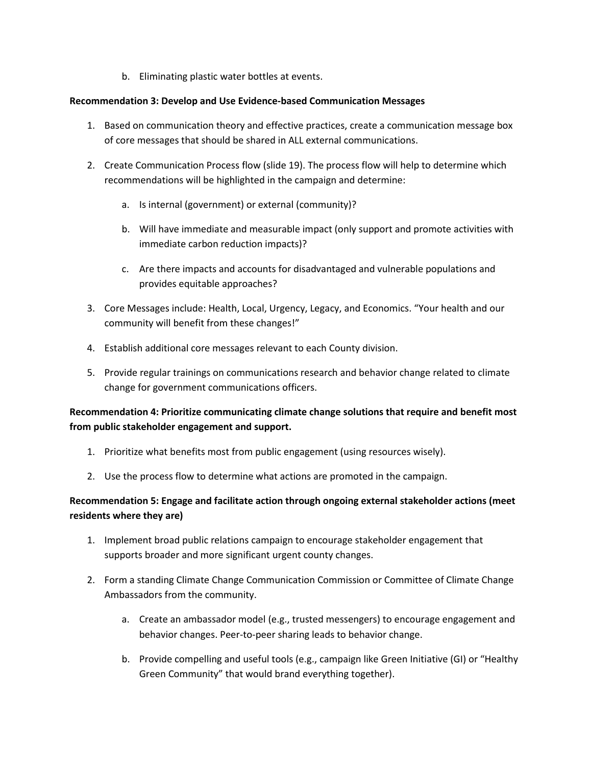b. Eliminating plastic water bottles at events.

**Recommendation 3: Develop and Use Evidence-based Communication Messages**

1. Based on communication theory and effective practices, create a communication message box of core messages that should be shared in ALL external communications.

2. Create Communication Process flow (slide 19). The process flow will help to determine which recommendations will be highlighted in the campaign and determine:

   a. Is internal (government) or external (community)?

   b. Will have immediate and measurable impact (only support and promote activities with immediate carbon reduction impacts)?

   c. Are there impacts and accounts for disadvantaged and vulnerable populations and provides equitable approaches?

3. Core Messages include: Health, Local, Urgency, Legacy, and Economics. "Your health and our community will benefit from these changes!"

4. Establish additional core messages relevant to each County division.

5. Provide regular trainings on communications research and behavior change related to climate change for government communications officers.

**Recommendation 4: Prioritize communicating climate change solutions that require and benefit most from public stakeholder engagement and support.**

1. Prioritize what benefits most from public engagement (using resources wisely).

2. Use the process flow to determine what actions are promoted in the campaign.

**Recommendation 5: Engage and facilitate action through ongoing external stakeholder actions (meet residents where they are)**

1. Implement broad public relations campaign to encourage stakeholder engagement that supports broader and more significant urgent county changes.

2. Form a standing Climate Change Communication Commission or Committee of Climate Change Ambassadors from the community.

   a. Create an ambassador model (e.g., trusted messengers) to encourage engagement and behavior changes. Peer-to-peer sharing leads to behavior change.

   b. Provide compelling and useful tools (e.g., campaign like Green Initiative (GI) or "Healthy Green Community" that would brand everything together).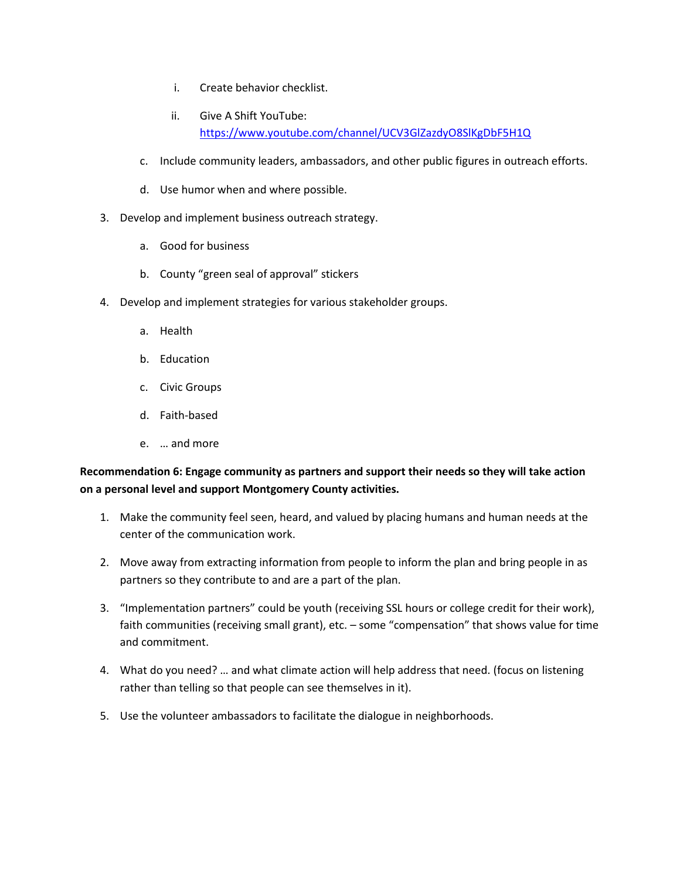i. Create behavior checklist.

      ii. Give A Shift YouTube: https://www.youtube.com/channel/UCV3GlZazdyO8SlKgDbF5H1Q

   c. Include community leaders, ambassadors, and other public figures in outreach efforts.

   d. Use humor when and where possible.

3. Develop and implement business outreach strategy.

   a. Good for business

   b. County "green seal of approval" stickers

4. Develop and implement strategies for various stakeholder groups.

   a. Health

   b. Education

   c. Civic Groups

   d. Faith-based

   e. … and more

**Recommendation 6: Engage community as partners and support their needs so they will take action on a personal level and support Montgomery County activities.**

1. Make the community feel seen, heard, and valued by placing humans and human needs at the center of the communication work.

2. Move away from extracting information from people to inform the plan and bring people in as partners so they contribute to and are a part of the plan.

3. "Implementation partners" could be youth (receiving SSL hours or college credit for their work), faith communities (receiving small grant), etc. – some "compensation" that shows value for time and commitment.

4. What do you need? … and what climate action will help address that need. (focus on listening rather than telling so that people can see themselves in it).

5. Use the volunteer ambassadors to facilitate the dialogue in neighborhoods.